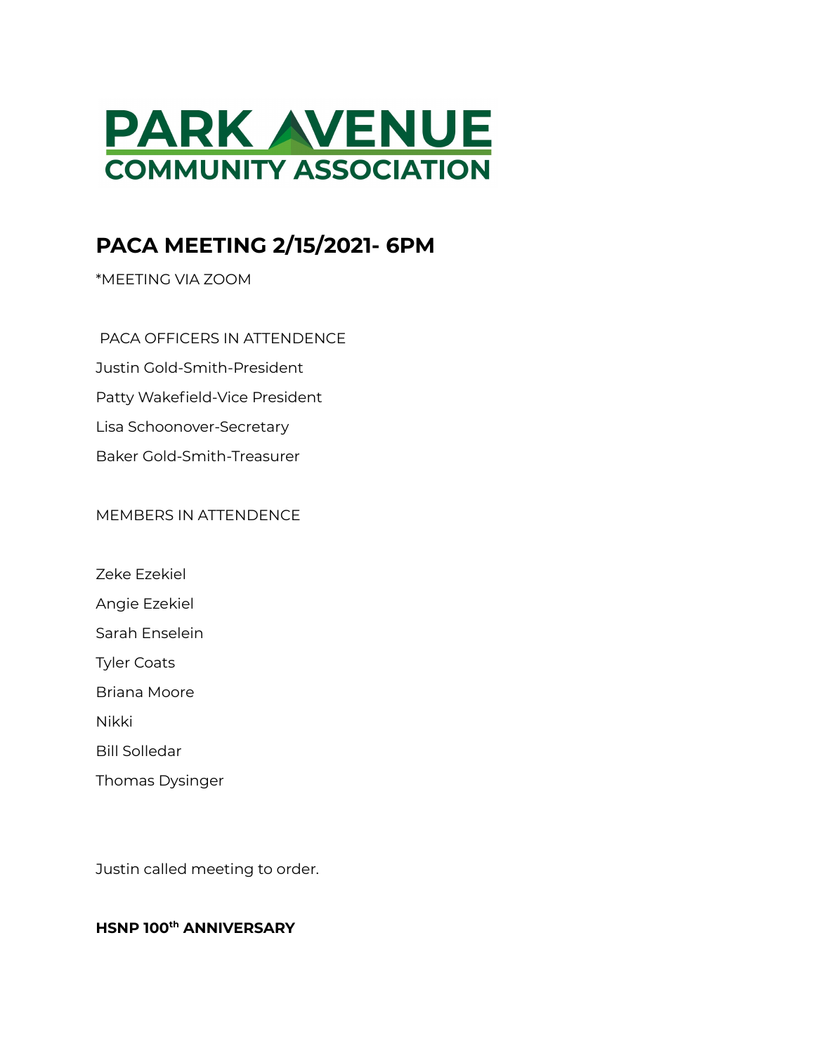PARK AVENUE COMMUNITY ASSOCIATION

# PACA MEETING 2/15/2021- 6PM

*MEETING VIA ZOOM

PACA OFFICERS IN ATTENDENCE

Justin Gold-Smith-President

Patty Wakefield-Vice President

Lisa Schoonover-Secretary

Baker Gold-Smith-Treasurer

MEMBERS IN ATTENDENCE

Zeke Ezekiel

Angie Ezekiel

Sarah Enselein

Tyler Coats

Briana Moore

Nikki

Bill Solledar

Thomas Dysinger

Justin called meeting to order.

**HSNP 100th ANNIVERSARY**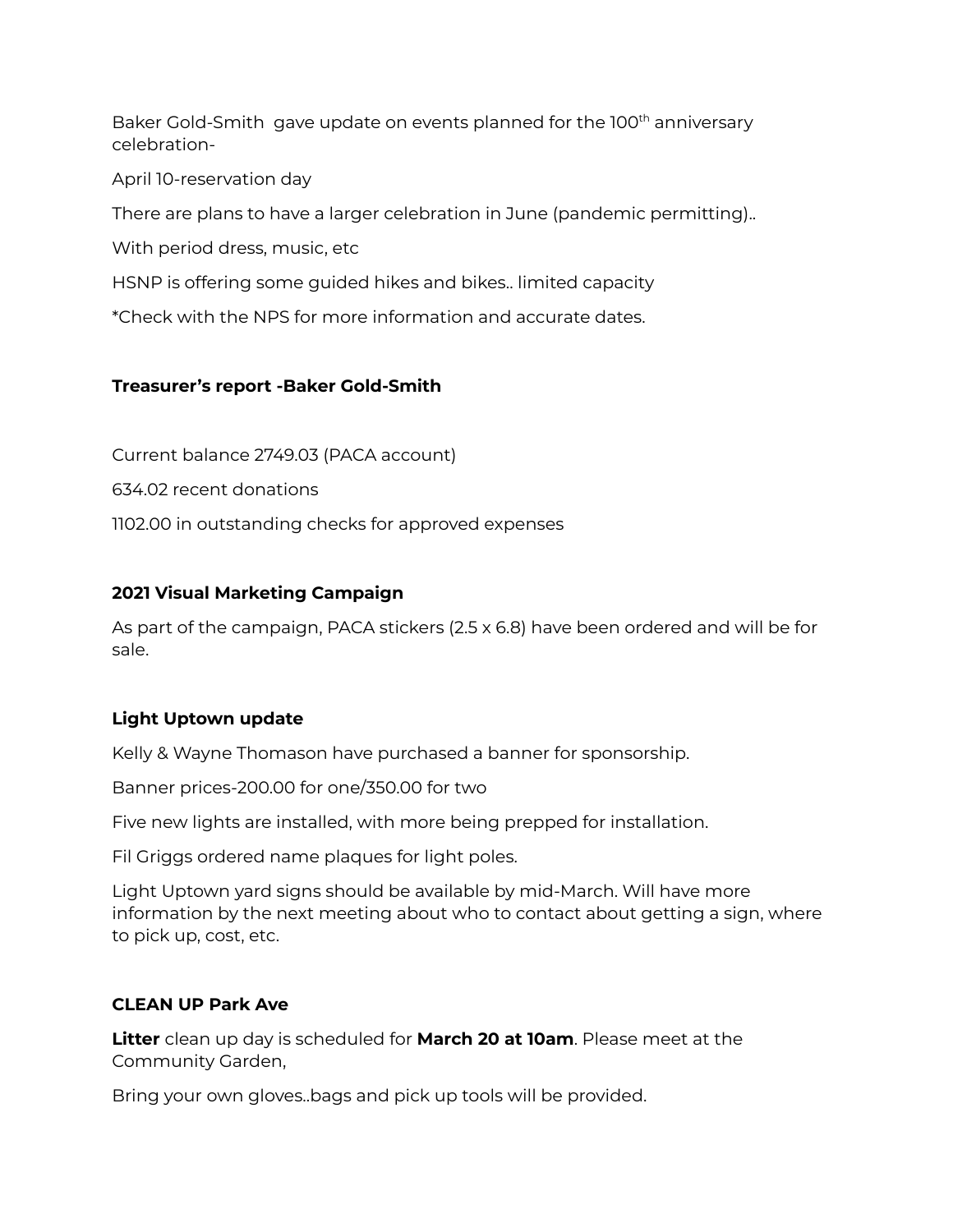Baker Gold-Smith gave update on events planned for the 100th anniversary celebration-

April 10-reservation day

There are plans to have a larger celebration in June (pandemic permitting)..

With period dress, music, etc

HSNP is offering some guided hikes and bikes.. limited capacity

*Check with the NPS for more information and accurate dates.

**Treasurer's report -Baker Gold-Smith**

Current balance 2749.03 (PACA account)

634.02 recent donations

1102.00 in outstanding checks for approved expenses

**2021 Visual Marketing Campaign**

As part of the campaign, PACA stickers (2.5 x 6.8) have been ordered and will be for sale.

**Light Uptown update**

Kelly & Wayne Thomason have purchased a banner for sponsorship.

Banner prices-200.00 for one/350.00 for two

Five new lights are installed, with more being prepped for installation.

Fil Griggs ordered name plaques for light poles.

Light Uptown yard signs should be available by mid-March. Will have more information by the next meeting about who to contact about getting a sign, where to pick up, cost, etc.

**CLEAN UP Park Ave**

**Litter** clean up day is scheduled for **March 20 at 10am**. Please meet at the Community Garden,

Bring your own gloves..bags and pick up tools will be provided.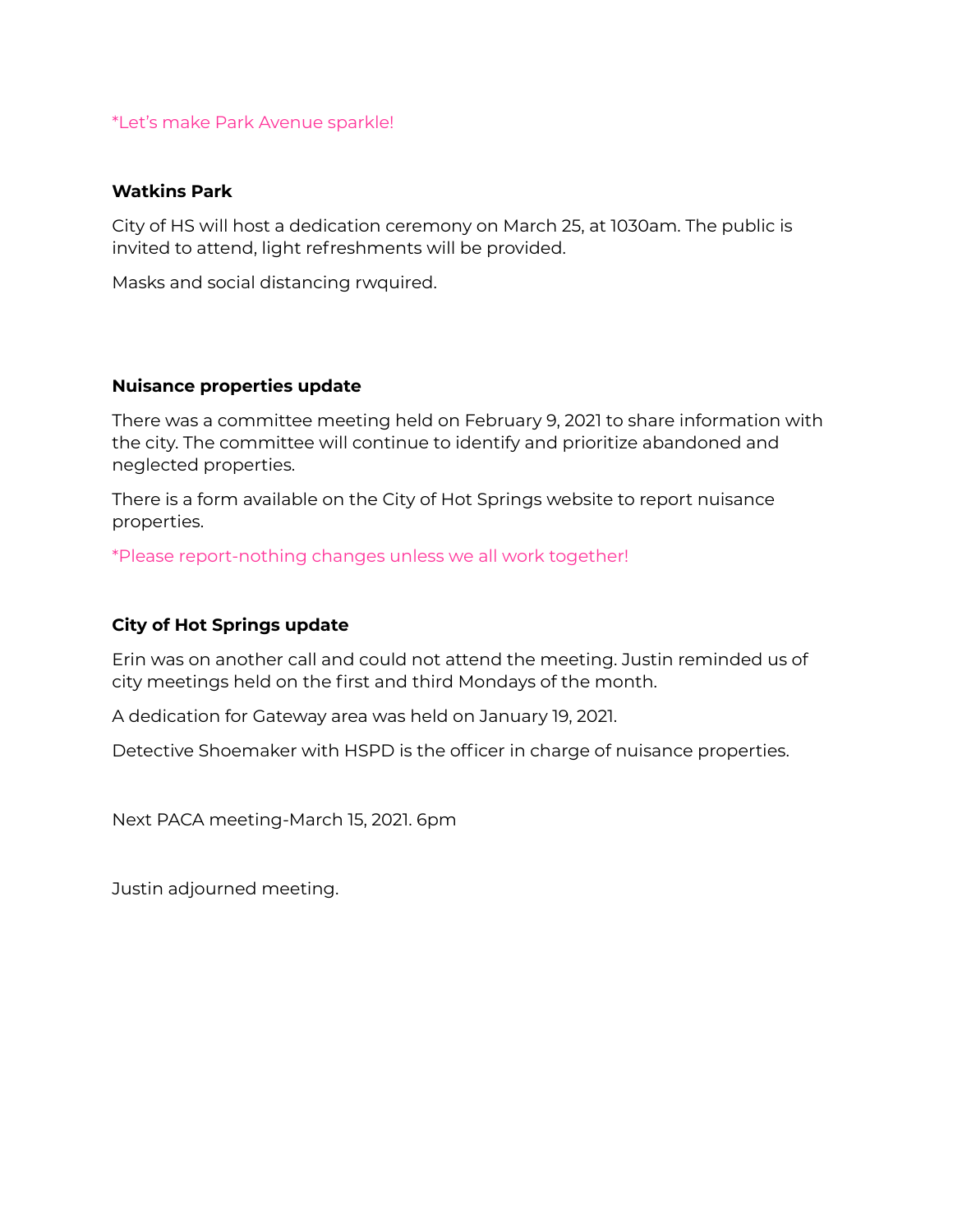*Let's make Park Avenue sparkle!

**Watkins Park**

City of HS will host a dedication ceremony on March 25, at 1030am. The public is invited to attend, light refreshments will be provided.

Masks and social distancing rwquired.

**Nuisance properties update**

There was a committee meeting held on February 9, 2021 to share information with the city. The committee will continue to identify and prioritize abandoned and neglected properties.

There is a form available on the City of Hot Springs website to report nuisance properties.

*Please report-nothing changes unless we all work together!

**City of Hot Springs update**

Erin was on another call and could not attend the meeting. Justin reminded us of city meetings held on the first and third Mondays of the month.

A dedication for Gateway area was held on January 19, 2021.

Detective Shoemaker with HSPD is the officer in charge of nuisance properties.

Next PACA meeting-March 15, 2021. 6pm

Justin adjourned meeting.